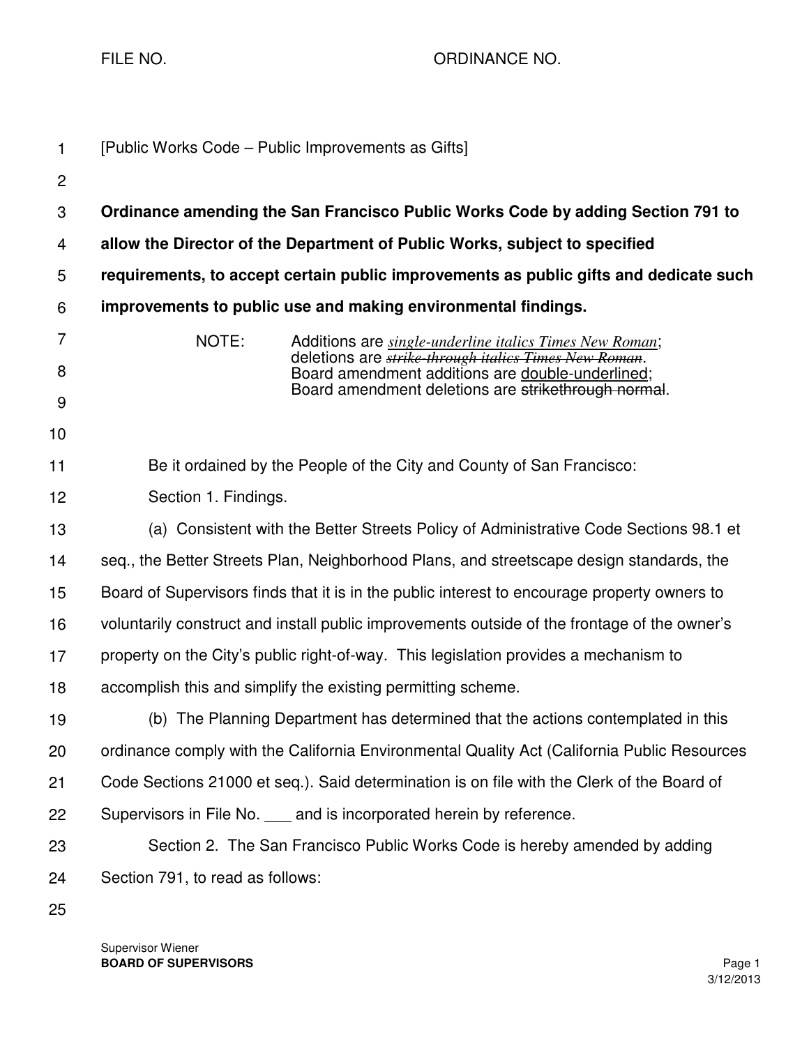FILE NO. ORDINANCE NO.

[Public Works Code – Public Improvements as Gifts]

**Ordinance amending the San Francisco Public Works Code by adding Section 791 to allow the Director of the Department of Public Works, subject to specified requirements, to accept certain public improvements as public gifts and dedicate such improvements to public use and making environmental findings.**

NOTE: Additions are *<u>single-underline italics Times New Roman</u>*; deletions are *~~strike-through italics Times New Roman~~*. Board amendment additions are <u>double-underlined</u>; Board amendment deletions are ~~strikethrough normal~~.

Be it ordained by the People of the City and County of San Francisco:

Section 1. Findings.

(a) Consistent with the Better Streets Policy of Administrative Code Sections 98.1 et seq., the Better Streets Plan, Neighborhood Plans, and streetscape design standards, the Board of Supervisors finds that it is in the public interest to encourage property owners to voluntarily construct and install public improvements outside of the frontage of the owner's property on the City's public right-of-way. This legislation provides a mechanism to accomplish this and simplify the existing permitting scheme.

(b) The Planning Department has determined that the actions contemplated in this ordinance comply with the California Environmental Quality Act (California Public Resources Code Sections 21000 et seq.). Said determination is on file with the Clerk of the Board of Supervisors in File No. ___ and is incorporated herein by reference.

Section 2. The San Francisco Public Works Code is hereby amended by adding Section 791, to read as follows:

Supervisor Wiener
**BOARD OF SUPERVISORS**

3/12/2013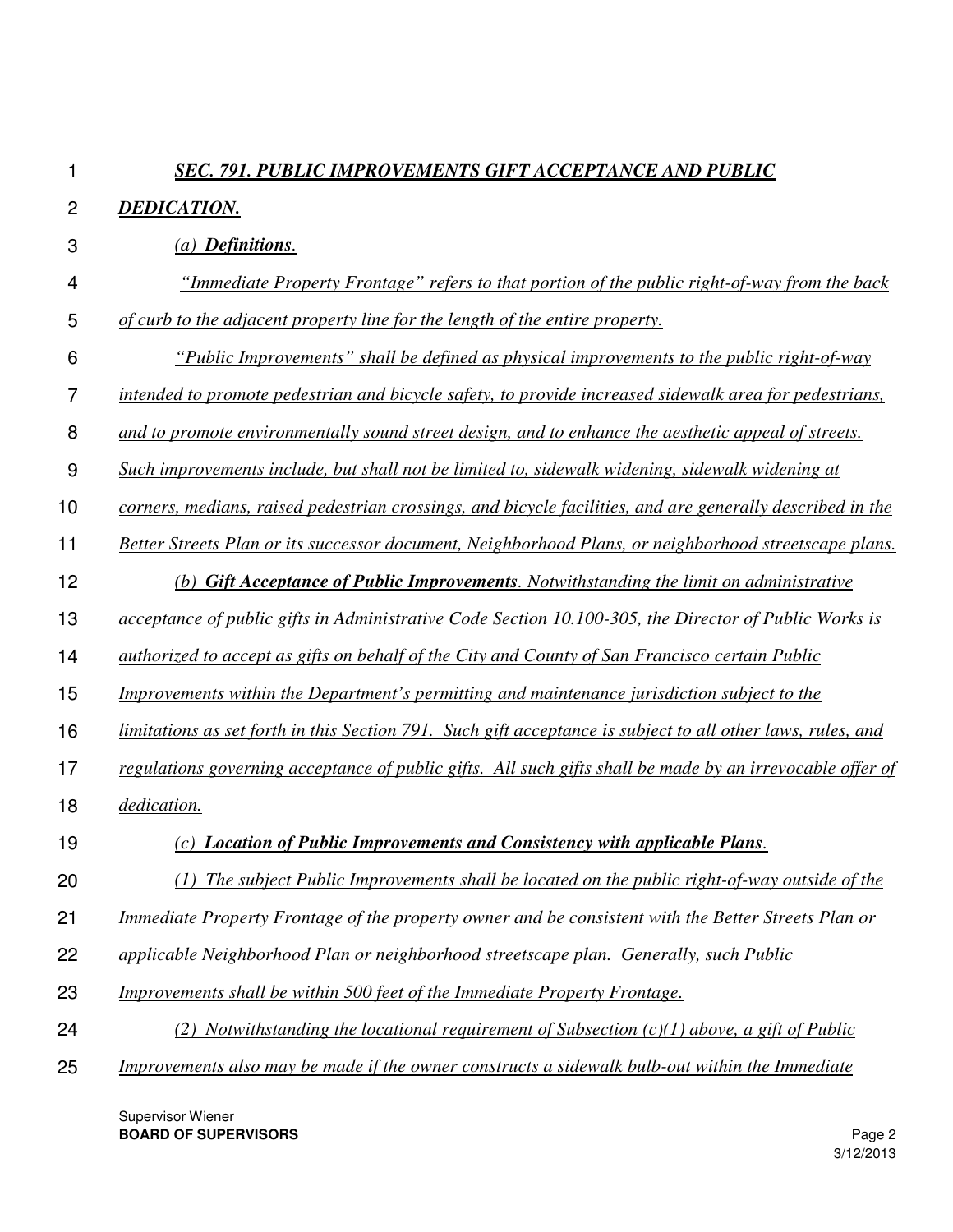***SEC. 791. PUBLIC IMPROVEMENTS GIFT ACCEPTANCE AND PUBLIC DEDICATION.***

*(a) **Definitions**.*

*"Immediate Property Frontage" refers to that portion of the public right-of-way from the back of curb to the adjacent property line for the length of the entire property.*

*"Public Improvements" shall be defined as physical improvements to the public right-of-way intended to promote pedestrian and bicycle safety, to provide increased sidewalk area for pedestrians, and to promote environmentally sound street design, and to enhance the aesthetic appeal of streets. Such improvements include, but shall not be limited to, sidewalk widening, sidewalk widening at corners, medians, raised pedestrian crossings, and bicycle facilities, and are generally described in the Better Streets Plan or its successor document, Neighborhood Plans, or neighborhood streetscape plans.*

*(b) **Gift Acceptance of Public Improvements**. Notwithstanding the limit on administrative acceptance of public gifts in Administrative Code Section 10.100-305, the Director of Public Works is authorized to accept as gifts on behalf of the City and County of San Francisco certain Public Improvements within the Department's permitting and maintenance jurisdiction subject to the limitations as set forth in this Section 791. Such gift acceptance is subject to all other laws, rules, and regulations governing acceptance of public gifts. All such gifts shall be made by an irrevocable offer of dedication.*

*(c) **Location of Public Improvements and Consistency with applicable Plans**.*

*(1) The subject Public Improvements shall be located on the public right-of-way outside of the Immediate Property Frontage of the property owner and be consistent with the Better Streets Plan or applicable Neighborhood Plan or neighborhood streetscape plan. Generally, such Public Improvements shall be within 500 feet of the Immediate Property Frontage.*

*(2) Notwithstanding the locational requirement of Subsection (c)(1) above, a gift of Public Improvements also may be made if the owner constructs a sidewalk bulb-out within the Immediate*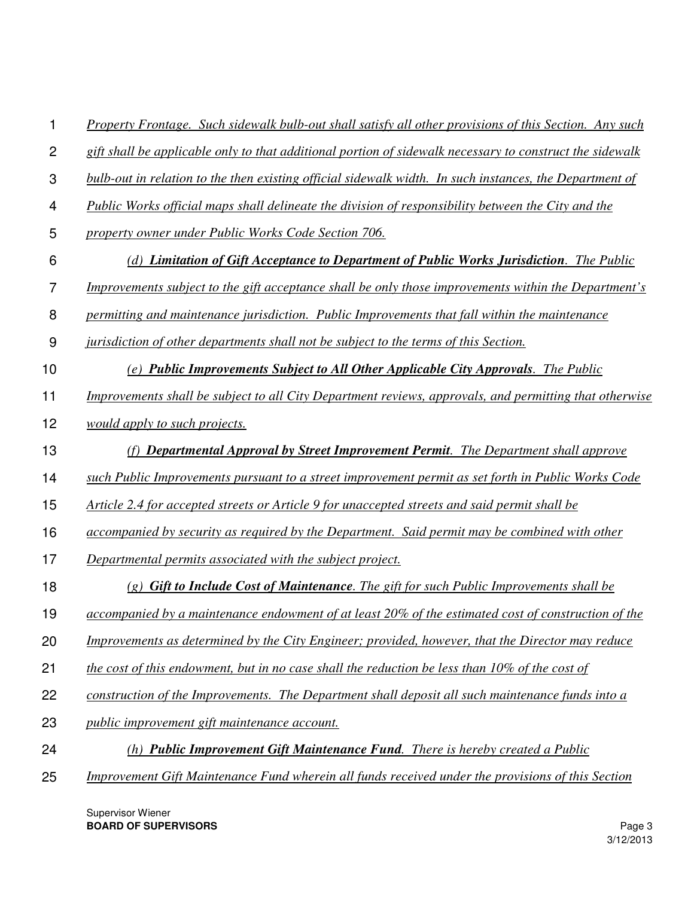*Property Frontage. Such sidewalk bulb-out shall satisfy all other provisions of this Section. Any such gift shall be applicable only to that additional portion of sidewalk necessary to construct the sidewalk bulb-out in relation to the then existing official sidewalk width. In such instances, the Department of Public Works official maps shall delineate the division of responsibility between the City and the property owner under Public Works Code Section 706.*

*(d) **Limitation of Gift Acceptance to Department of Public Works Jurisdiction**. The Public Improvements subject to the gift acceptance shall be only those improvements within the Department's permitting and maintenance jurisdiction. Public Improvements that fall within the maintenance jurisdiction of other departments shall not be subject to the terms of this Section.*

*(e) **Public Improvements Subject to All Other Applicable City Approvals**. The Public Improvements shall be subject to all City Department reviews, approvals, and permitting that otherwise would apply to such projects.*

*(f) **Departmental Approval by Street Improvement Permit**. The Department shall approve such Public Improvements pursuant to a street improvement permit as set forth in Public Works Code Article 2.4 for accepted streets or Article 9 for unaccepted streets and said permit shall be accompanied by security as required by the Department. Said permit may be combined with other Departmental permits associated with the subject project.*

*(g) **Gift to Include Cost of Maintenance**. The gift for such Public Improvements shall be accompanied by a maintenance endowment of at least 20% of the estimated cost of construction of the Improvements as determined by the City Engineer; provided, however, that the Director may reduce the cost of this endowment, but in no case shall the reduction be less than 10% of the cost of construction of the Improvements. The Department shall deposit all such maintenance funds into a public improvement gift maintenance account.*

*(h) **Public Improvement Gift Maintenance Fund**. There is hereby created a Public Improvement Gift Maintenance Fund wherein all funds received under the provisions of this Section*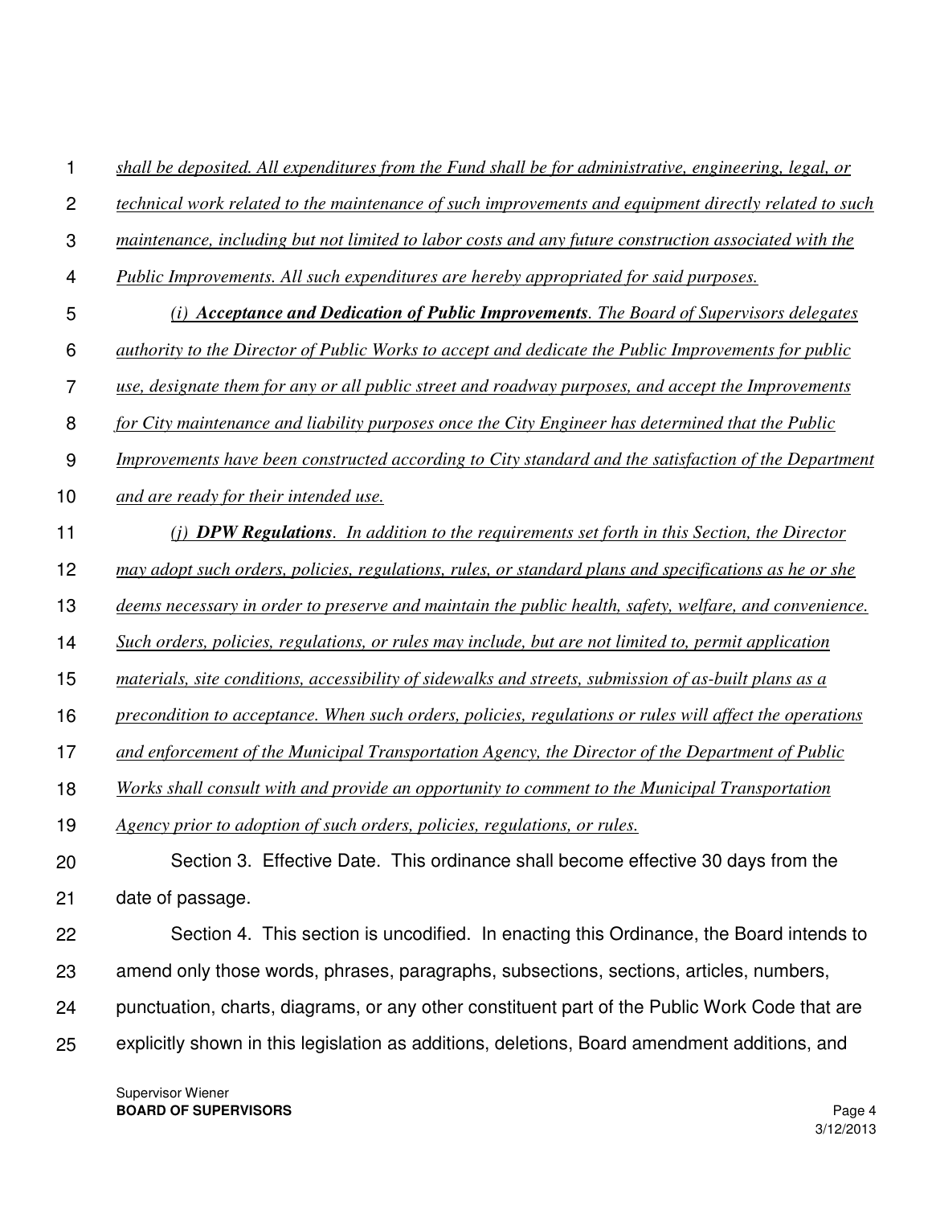*shall be deposited. All expenditures from the Fund shall be for administrative, engineering, legal, or technical work related to the maintenance of such improvements and equipment directly related to such maintenance, including but not limited to labor costs and any future construction associated with the Public Improvements. All such expenditures are hereby appropriated for said purposes.*

*(i) **Acceptance and Dedication of Public Improvements**. The Board of Supervisors delegates authority to the Director of Public Works to accept and dedicate the Public Improvements for public use, designate them for any or all public street and roadway purposes, and accept the Improvements for City maintenance and liability purposes once the City Engineer has determined that the Public Improvements have been constructed according to City standard and the satisfaction of the Department and are ready for their intended use.*

*(j) **DPW Regulations**. In addition to the requirements set forth in this Section, the Director may adopt such orders, policies, regulations, rules, or standard plans and specifications as he or she deems necessary in order to preserve and maintain the public health, safety, welfare, and convenience. Such orders, policies, regulations, or rules may include, but are not limited to, permit application materials, site conditions, accessibility of sidewalks and streets, submission of as-built plans as a precondition to acceptance. When such orders, policies, regulations or rules will affect the operations and enforcement of the Municipal Transportation Agency, the Director of the Department of Public Works shall consult with and provide an opportunity to comment to the Municipal Transportation Agency prior to adoption of such orders, policies, regulations, or rules.*

Section 3. Effective Date. This ordinance shall become effective 30 days from the date of passage.

Section 4. This section is uncodified. In enacting this Ordinance, the Board intends to amend only those words, phrases, paragraphs, subsections, sections, articles, numbers, punctuation, charts, diagrams, or any other constituent part of the Public Work Code that are explicitly shown in this legislation as additions, deletions, Board amendment additions, and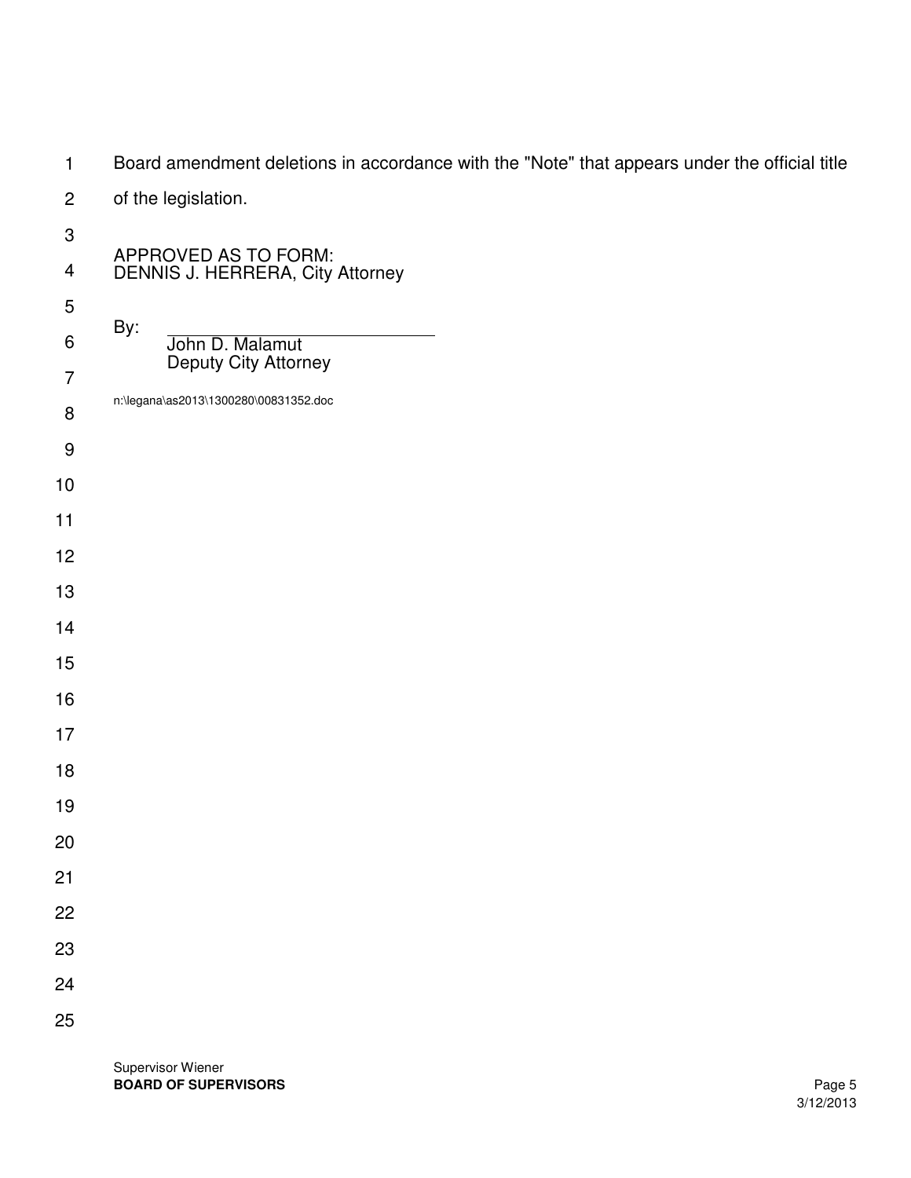Board amendment deletions in accordance with the "Note" that appears under the official title of the legislation.

APPROVED AS TO FORM:
DENNIS J. HERRERA, City Attorney

By: ______________________________
John D. Malamut
Deputy City Attorney

n:\legana\as2013\1300280\00831352.doc